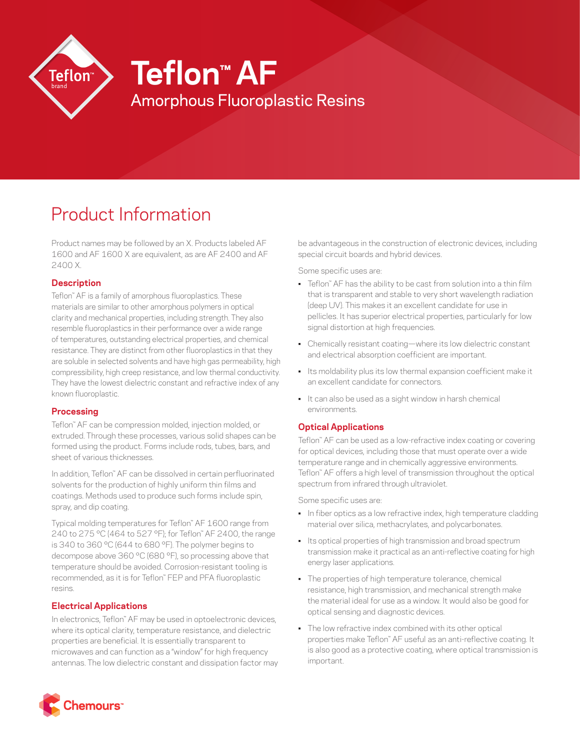# Teflon™ AF

## Amorphous Fluoroplastic Resins

# Product Information

Product names may be followed by an X. Products labeled AF 1600 and AF 1600 X are equivalent, as are AF 2400 and AF 2400 X.

### Description

Teflon™ AF is a family of amorphous fluoroplastics. These materials are similar to other amorphous polymers in optical clarity and mechanical properties, including strength. They also resemble fluoroplastics in their performance over a wide range of temperatures, outstanding electrical properties, and chemical resistance. They are distinct from other fluoroplastics in that they are soluble in selected solvents and have high gas permeability, high compressibility, high creep resistance, and low thermal conductivity. They have the lowest dielectric constant and refractive index of any known fluoroplastic.

### Processing

Teflon™ AF can be compression molded, injection molded, or extruded. Through these processes, various solid shapes can be formed using the product. Forms include rods, tubes, bars, and sheet of various thicknesses.

In addition, Teflon™ AF can be dissolved in certain perfluorinated solvents for the production of highly uniform thin films and coatings. Methods used to produce such forms include spin, spray, and dip coating.

Typical molding temperatures for Teflon™ AF 1600 range from 240 to 275 °C (464 to 527 °F); for Teflon™ AF 2400, the range is 340 to 360 °C (644 to 680 °F). The polymer begins to decompose above 360 °C (680 °F), so processing above that temperature should be avoided. Corrosion-resistant tooling is recommended, as it is for Teflon™ FEP and PFA fluoroplastic resins.

### Electrical Applications

In electronics, Teflon™ AF may be used in optoelectronic devices, where its optical clarity, temperature resistance, and dielectric properties are beneficial. It is essentially transparent to microwaves and can function as a "window" for high frequency antennas. The low dielectric constant and dissipation factor may be advantageous in the construction of electronic devices, including special circuit boards and hybrid devices.

Some specific uses are:

- Teflon™ AF has the ability to be cast from solution into a thin film that is transparent and stable to very short wavelength radiation (deep UV). This makes it an excellent candidate for use in pellicles. It has superior electrical properties, particularly for low signal distortion at high frequencies.
- Chemically resistant coating—where its low dielectric constant and electrical absorption coefficient are important.
- Its moldability plus its low thermal expansion coefficient make it an excellent candidate for connectors.
- It can also be used as a sight window in harsh chemical environments.

### Optical Applications

Teflon™ AF can be used as a low-refractive index coating or covering for optical devices, including those that must operate over a wide temperature range and in chemically aggressive environments. Teflon™ AF offers a high level of transmission throughout the optical spectrum from infrared through ultraviolet.

Some specific uses are:

- In fiber optics as a low refractive index, high temperature cladding material over silica, methacrylates, and polycarbonates.
- Its optical properties of high transmission and broad spectrum transmission make it practical as an anti-reflective coating for high energy laser applications.
- The properties of high temperature tolerance, chemical resistance, high transmission, and mechanical strength make the material ideal for use as a window. It would also be good for optical sensing and diagnostic devices.
- The low refractive index combined with its other optical properties make Teflon™ AF useful as an anti-reflective coating. It is also good as a protective coating, where optical transmission is important.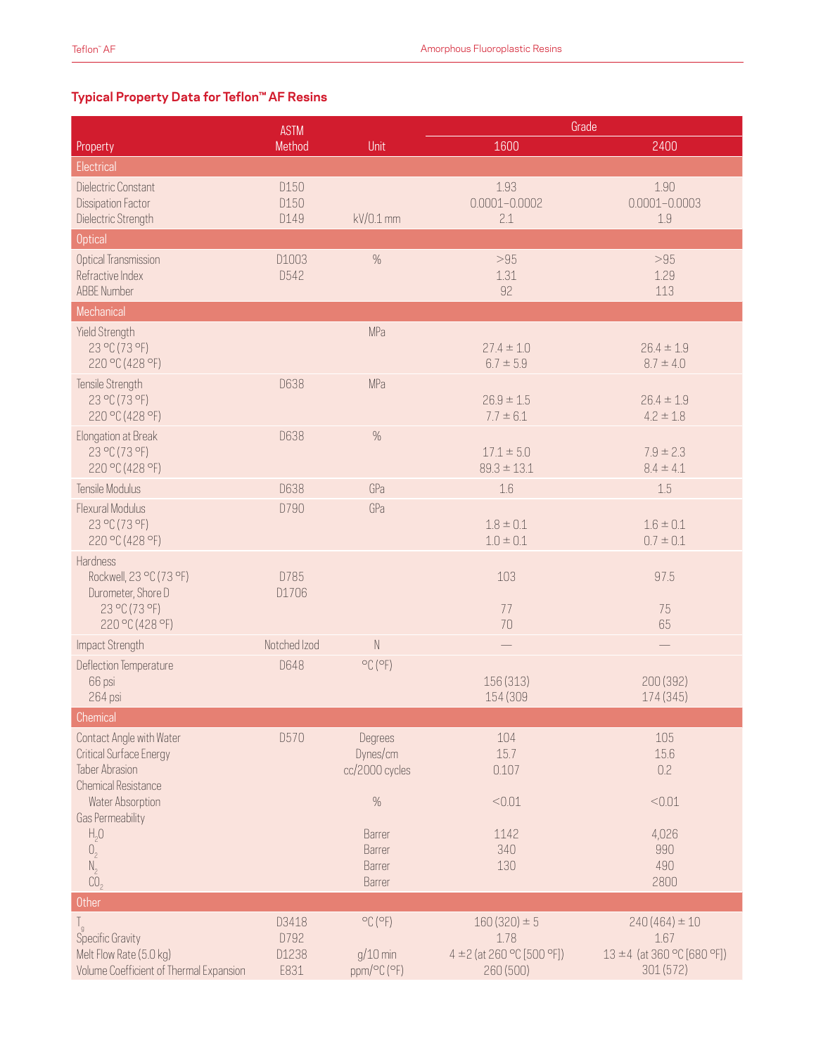## Typical Property Data for Teflon™ AF Resins

| Property | ASTM Method | Unit | Grade | |
|---|---|---|---|---|
| | | | 1600 | 2400 |
| **Electrical** | | | | |
| Dielectric Constant | D150 | | 1.93 | 1.90 |
| Dissipation Factor | D150 | | 0.0001–0.0002 | 0.0001–0.0003 |
| Dielectric Strength | D149 | kV/0.1 mm | 2.1 | 1.9 |
| **Optical** | | | | |
| Optical Transmission | D1003 | % | >95 | >95 |
| Refractive Index | D542 | | 1.31 | 1.29 |
| ABBE Number | | | 92 | 113 |
| **Mechanical** | | | | |
| Yield Strength | | MPa | | |
| 23 °C (73 °F) | | | 27.4 ± 1.0 | 26.4 ± 1.9 |
| 220 °C (428 °F) | | | 6.7 ± 5.9 | 8.7 ± 4.0 |
| Tensile Strength | D638 | MPa | | |
| 23 °C (73 °F) | | | 26.9 ± 1.5 | 26.4 ± 1.9 |
| 220 °C (428 °F) | | | 7.7 ± 6.1 | 4.2 ± 1.8 |
| Elongation at Break | D638 | % | | |
| 23 °C (73 °F) | | | 17.1 ± 5.0 | 7.9 ± 2.3 |
| 220 °C (428 °F) | | | 89.3 ± 13.1 | 8.4 ± 4.1 |
| Tensile Modulus | D638 | GPa | 1.6 | 1.5 |
| Flexural Modulus | D790 | GPa | | |
| 23 °C (73 °F) | | | 1.8 ± 0.1 | 1.6 ± 0.1 |
| 220 °C (428 °F) | | | 1.0 ± 0.1 | 0.7 ± 0.1 |
| Hardness | | | | |
| Rockwell, 23 °C (73 °F) | D785 | | 103 | 97.5 |
| Durometer, Shore D | D1706 | | | |
| 23 °C (73 °F) | | | 77 | 75 |
| 220 °C (428 °F) | | | 70 | 65 |
| Impact Strength | Notched Izod | N | — | — |
| Deflection Temperature | D648 | °C (°F) | | |
| 66 psi | | | 156 (313) | 200 (392) |
| 264 psi | | | 154 (309 | 174 (345) |
| **Chemical** | | | | |
| Contact Angle with Water | D570 | Degrees | 104 | 105 |
| Critical Surface Energy | | Dynes/cm | 15.7 | 15.6 |
| Taber Abrasion | | cc/2000 cycles | 0.107 | 0.2 |
| Chemical Resistance | | | | |
| Water Absorption | | % | <0.01 | <0.01 |
| Gas Permeability | | | | |
| $H_2O$ | | Barrer | 1142 | 4,026 |
| $O_2$ | | Barrer | 340 | 990 |
| $N_2$ | | Barrer | 130 | 490 |
| $CO_2$ | | Barrer | | 2800 |
| **Other** | | | | |
| $T_g$ | D3418 | °C (°F) | 160 (320) ± 5 | 240 (464) ± 10 |
| Specific Gravity | D792 | | 1.78 | 1.67 |
| Melt Flow Rate (5.0 kg) | D1238 | g/10 min | 4 ±2 (at 260 °C [500 °F]) | 13 ±4 (at 360 °C [680 °F]) |
| Volume Coefficient of Thermal Expansion | E831 | ppm/°C (°F) | 260 (500) | 301 (572) |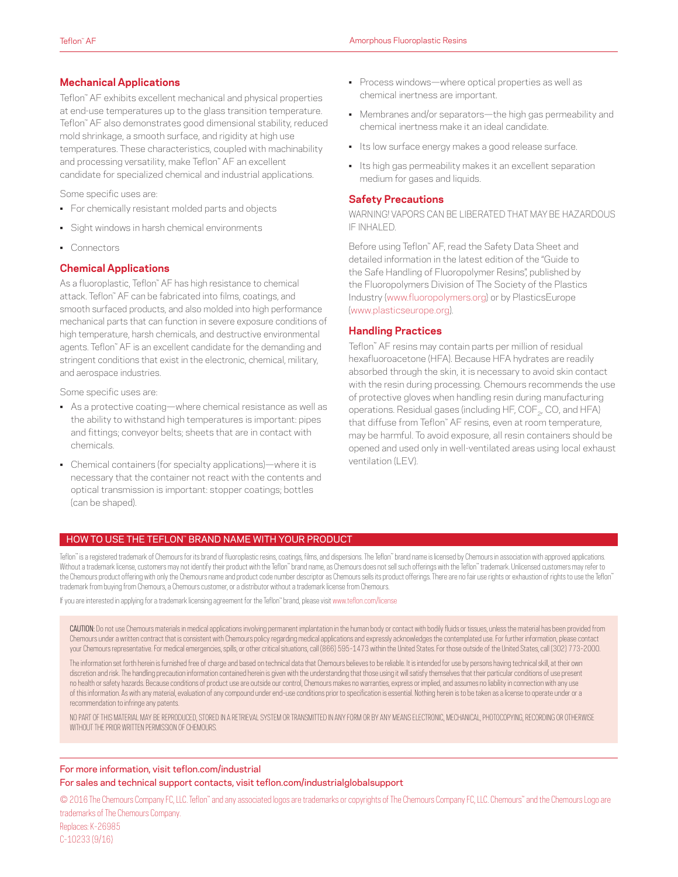## Mechanical Applications

Teflon™ AF exhibits excellent mechanical and physical properties at end-use temperatures up to the glass transition temperature. Teflon™ AF also demonstrates good dimensional stability, reduced mold shrinkage, a smooth surface, and rigidity at high use temperatures. These characteristics, coupled with machinability and processing versatility, make Teflon™ AF an excellent candidate for specialized chemical and industrial applications.

Some specific uses are:

- For chemically resistant molded parts and objects
- Sight windows in harsh chemical environments
- Connectors

## Chemical Applications

As a fluoroplastic, Teflon™ AF has high resistance to chemical attack. Teflon™ AF can be fabricated into films, coatings, and smooth surfaced products, and also molded into high performance mechanical parts that can function in severe exposure conditions of high temperature, harsh chemicals, and destructive environmental agents. Teflon™ AF is an excellent candidate for the demanding and stringent conditions that exist in the electronic, chemical, military, and aerospace industries.

Some specific uses are:

- As a protective coating—where chemical resistance as well as the ability to withstand high temperatures is important: pipes and fittings; conveyor belts; sheets that are in contact with chemicals.
- Chemical containers (for specialty applications)—where it is necessary that the container not react with the contents and optical transmission is important: stopper coatings; bottles (can be shaped).
- Process windows—where optical properties as well as chemical inertness are important.
- Membranes and/or separators—the high gas permeability and chemical inertness make it an ideal candidate.
- Its low surface energy makes a good release surface.
- Its high gas permeability makes it an excellent separation medium for gases and liquids.

## Safety Precautions

WARNING! VAPORS CAN BE LIBERATED THAT MAY BE HAZARDOUS IF INHALED.

Before using Teflon™ AF, read the Safety Data Sheet and detailed information in the latest edition of the "Guide to the Safe Handling of Fluoropolymer Resins", published by the Fluoropolymers Division of The Society of the Plastics Industry (www.fluoropolymers.org) or by PlasticsEurope (www.plasticseurope.org).

## Handling Practices

Teflon™ AF resins may contain parts per million of residual hexafluoroacetone (HFA). Because HFA hydrates are readily absorbed through the skin, it is necessary to avoid skin contact with the resin during processing. Chemours recommends the use of protective gloves when handling resin during manufacturing operations. Residual gases (including HF, $COF_2$, CO, and HFA) that diffuse from Teflon™ AF resins, even at room temperature, may be harmful. To avoid exposure, all resin containers should be opened and used only in well-ventilated areas using local exhaust ventilation (LEV).

## HOW TO USE THE TEFLON™ BRAND NAME WITH YOUR PRODUCT

Teflon™ is a registered trademark of Chemours for its brand of fluoroplastic resins, coatings, films, and dispersions. The Teflon™ brand name is licensed by Chemours in association with approved applications. Without a trademark license, customers may not identify their product with the Teflon™ brand name, as Chemours does not sell such offerings with the Teflon™ trademark. Unlicensed customers may refer to the Chemours product offering with only the Chemours name and product code number descriptor as Chemours sells its product offerings. There are no fair use rights or exhaustion of rights to use the Teflon™ trademark from buying from Chemours, a Chemours customer, or a distributor without a trademark license from Chemours.

If you are interested in applying for a trademark licensing agreement for the Teflon™ brand, please visit www.teflon.com/license

CAUTION: Do not use Chemours materials in medical applications involving permanent implantation in the human body or contact with bodily fluids or tissues, unless the material has been provided from Chemours under a written contract that is consistent with Chemours policy regarding medical applications and expressly acknowledges the contemplated use. For further information, please contact your Chemours representative. For medical emergencies, spills, or other critical situations, call (866) 595-1473 within the United States. For those outside of the United States, call (302) 773-2000.

The information set forth herein is furnished free of charge and based on technical data that Chemours believes to be reliable. It is intended for use by persons having technical skill, at their own discretion and risk. The handling precaution information contained herein is given with the understanding that those using it will satisfy themselves that their particular conditions of use present no health or safety hazards. Because conditions of product use are outside our control, Chemours makes no warranties, express or implied, and assumes no liability in connection with any use of this information. As with any material, evaluation of any compound under end-use conditions prior to specification is essential. Nothing herein is to be taken as a license to operate under or a recommendation to infringe any patents.

NO PART OF THIS MATERIAL MAY BE REPRODUCED, STORED IN A RETRIEVAL SYSTEM OR TRANSMITTED IN ANY FORM OR BY ANY MEANS ELECTRONIC, MECHANICAL, PHOTOCOPYING, RECORDING OR OTHERWISE WITHOUT THE PRIOR WRITTEN PERMISSION OF CHEMOURS.

For more information, visit teflon.com/industrial

For sales and technical support contacts, visit teflon.com/industrialglobalsupport

© 2016 The Chemours Company FC, LLC. Teflon™ and any associated logos are trademarks or copyrights of The Chemours Company FC, LLC. Chemours™ and the Chemours Logo are trademarks of The Chemours Company.

Replaces: K-26985

C-10233 (9/16)